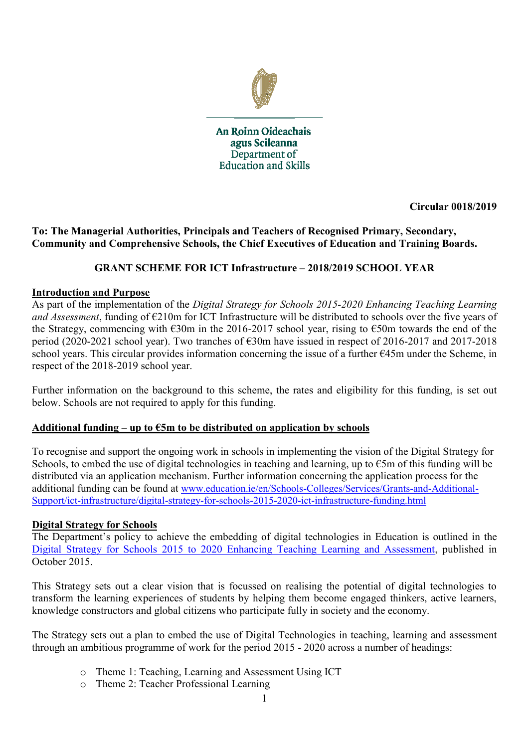An Roinn Oideachais agus Scileanna
Department of Education and Skills

**Circular 0018/2019**

**To: The Managerial Authorities, Principals and Teachers of Recognised Primary, Secondary, Community and Comprehensive Schools, the Chief Executives of Education and Training Boards.**

**GRANT SCHEME FOR ICT Infrastructure – 2018/2019 SCHOOL YEAR**

**Introduction and Purpose**

As part of the implementation of the *Digital Strategy for Schools 2015-2020 Enhancing Teaching Learning and Assessment*, funding of €210m for ICT Infrastructure will be distributed to schools over the five years of the Strategy, commencing with €30m in the 2016-2017 school year, rising to €50m towards the end of the period (2020-2021 school year). Two tranches of €30m have issued in respect of 2016-2017 and 2017-2018 school years. This circular provides information concerning the issue of a further €45m under the Scheme, in respect of the 2018-2019 school year.

Further information on the background to this scheme, the rates and eligibility for this funding, is set out below. Schools are not required to apply for this funding.

**Additional funding – up to €5m to be distributed on application by schools**

To recognise and support the ongoing work in schools in implementing the vision of the Digital Strategy for Schools, to embed the use of digital technologies in teaching and learning, up to €5m of this funding will be distributed via an application mechanism. Further information concerning the application process for the additional funding can be found at www.education.ie/en/Schools-Colleges/Services/Grants-and-Additional-Support/ict-infrastructure/digital-strategy-for-schools-2015-2020-ict-infrastructure-funding.html

**Digital Strategy for Schools**

The Department's policy to achieve the embedding of digital technologies in Education is outlined in the Digital Strategy for Schools 2015 to 2020 Enhancing Teaching Learning and Assessment, published in October 2015.

This Strategy sets out a clear vision that is focussed on realising the potential of digital technologies to transform the learning experiences of students by helping them become engaged thinkers, active learners, knowledge constructors and global citizens who participate fully in society and the economy.

The Strategy sets out a plan to embed the use of Digital Technologies in teaching, learning and assessment through an ambitious programme of work for the period 2015 - 2020 across a number of headings:

- Theme 1: Teaching, Learning and Assessment Using ICT
- Theme 2: Teacher Professional Learning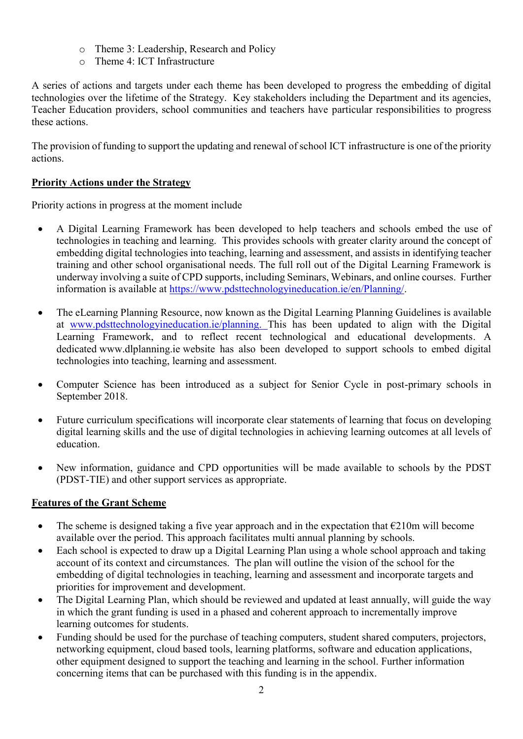- Theme 3: Leadership, Research and Policy
- Theme 4: ICT Infrastructure

A series of actions and targets under each theme has been developed to progress the embedding of digital technologies over the lifetime of the Strategy. Key stakeholders including the Department and its agencies, Teacher Education providers, school communities and teachers have particular responsibilities to progress these actions.

The provision of funding to support the updating and renewal of school ICT infrastructure is one of the priority actions.

**Priority Actions under the Strategy**

Priority actions in progress at the moment include

- A Digital Learning Framework has been developed to help teachers and schools embed the use of technologies in teaching and learning. This provides schools with greater clarity around the concept of embedding digital technologies into teaching, learning and assessment, and assists in identifying teacher training and other school organisational needs. The full roll out of the Digital Learning Framework is underway involving a suite of CPD supports, including Seminars, Webinars, and online courses. Further information is available at https://www.pdsttechnologyineducation.ie/en/Planning/.

- The eLearning Planning Resource, now known as the Digital Learning Planning Guidelines is available at www.pdsttechnologyineducation.ie/planning. This has been updated to align with the Digital Learning Framework, and to reflect recent technological and educational developments. A dedicated www.dlplanning.ie website has also been developed to support schools to embed digital technologies into teaching, learning and assessment.

- Computer Science has been introduced as a subject for Senior Cycle in post-primary schools in September 2018.

- Future curriculum specifications will incorporate clear statements of learning that focus on developing digital learning skills and the use of digital technologies in achieving learning outcomes at all levels of education.

- New information, guidance and CPD opportunities will be made available to schools by the PDST (PDST-TIE) and other support services as appropriate.

**Features of the Grant Scheme**

- The scheme is designed taking a five year approach and in the expectation that €210m will become available over the period. This approach facilitates multi annual planning by schools.
- Each school is expected to draw up a Digital Learning Plan using a whole school approach and taking account of its context and circumstances. The plan will outline the vision of the school for the embedding of digital technologies in teaching, learning and assessment and incorporate targets and priorities for improvement and development.
- The Digital Learning Plan, which should be reviewed and updated at least annually, will guide the way in which the grant funding is used in a phased and coherent approach to incrementally improve learning outcomes for students.
- Funding should be used for the purchase of teaching computers, student shared computers, projectors, networking equipment, cloud based tools, learning platforms, software and education applications, other equipment designed to support the teaching and learning in the school. Further information concerning items that can be purchased with this funding is in the appendix.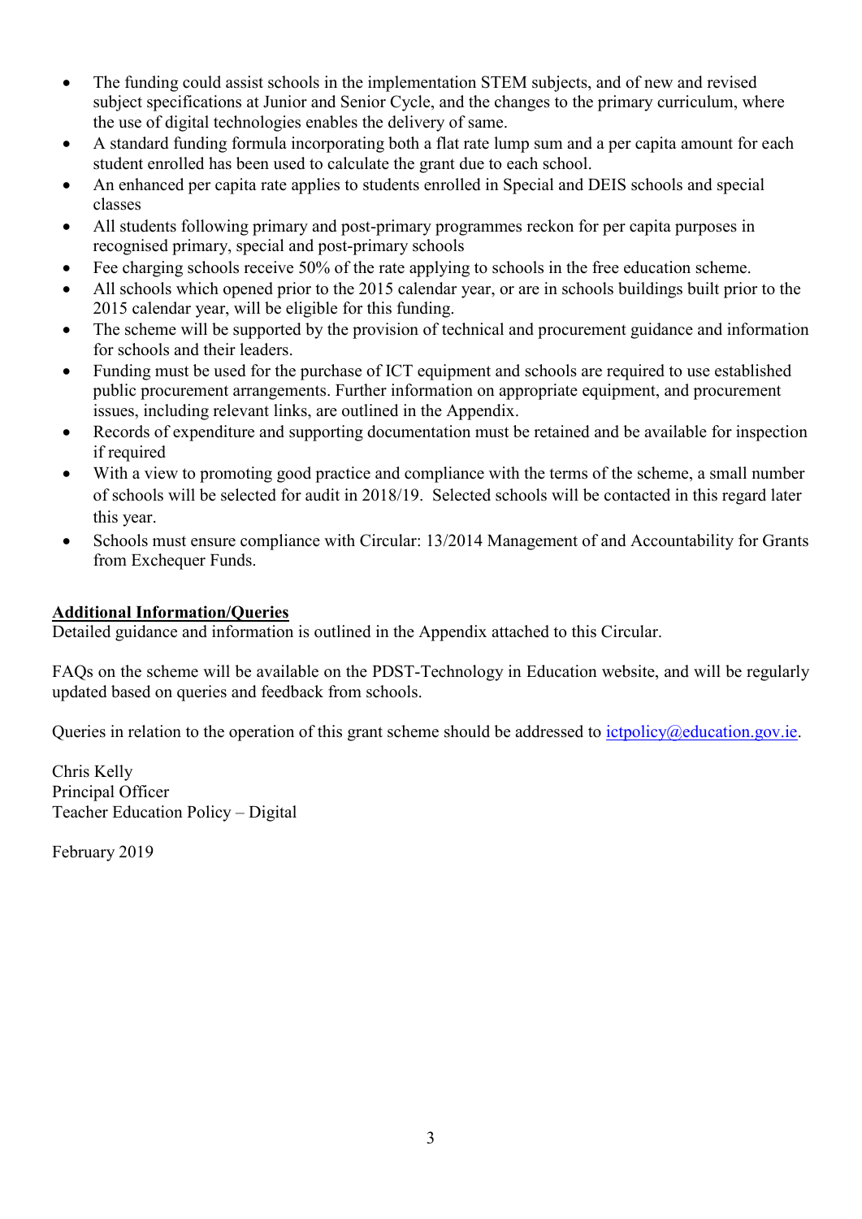- The funding could assist schools in the implementation STEM subjects, and of new and revised subject specifications at Junior and Senior Cycle, and the changes to the primary curriculum, where the use of digital technologies enables the delivery of same.
- A standard funding formula incorporating both a flat rate lump sum and a per capita amount for each student enrolled has been used to calculate the grant due to each school.
- An enhanced per capita rate applies to students enrolled in Special and DEIS schools and special classes
- All students following primary and post-primary programmes reckon for per capita purposes in recognised primary, special and post-primary schools
- Fee charging schools receive 50% of the rate applying to schools in the free education scheme.
- All schools which opened prior to the 2015 calendar year, or are in schools buildings built prior to the 2015 calendar year, will be eligible for this funding.
- The scheme will be supported by the provision of technical and procurement guidance and information for schools and their leaders.
- Funding must be used for the purchase of ICT equipment and schools are required to use established public procurement arrangements. Further information on appropriate equipment, and procurement issues, including relevant links, are outlined in the Appendix.
- Records of expenditure and supporting documentation must be retained and be available for inspection if required
- With a view to promoting good practice and compliance with the terms of the scheme, a small number of schools will be selected for audit in 2018/19. Selected schools will be contacted in this regard later this year.
- Schools must ensure compliance with Circular: 13/2014 Management of and Accountability for Grants from Exchequer Funds.

**Additional Information/Queries**

Detailed guidance and information is outlined in the Appendix attached to this Circular.

FAQs on the scheme will be available on the PDST-Technology in Education website, and will be regularly updated based on queries and feedback from schools.

Queries in relation to the operation of this grant scheme should be addressed to ictpolicy@education.gov.ie.

Chris Kelly
Principal Officer
Teacher Education Policy – Digital

February 2019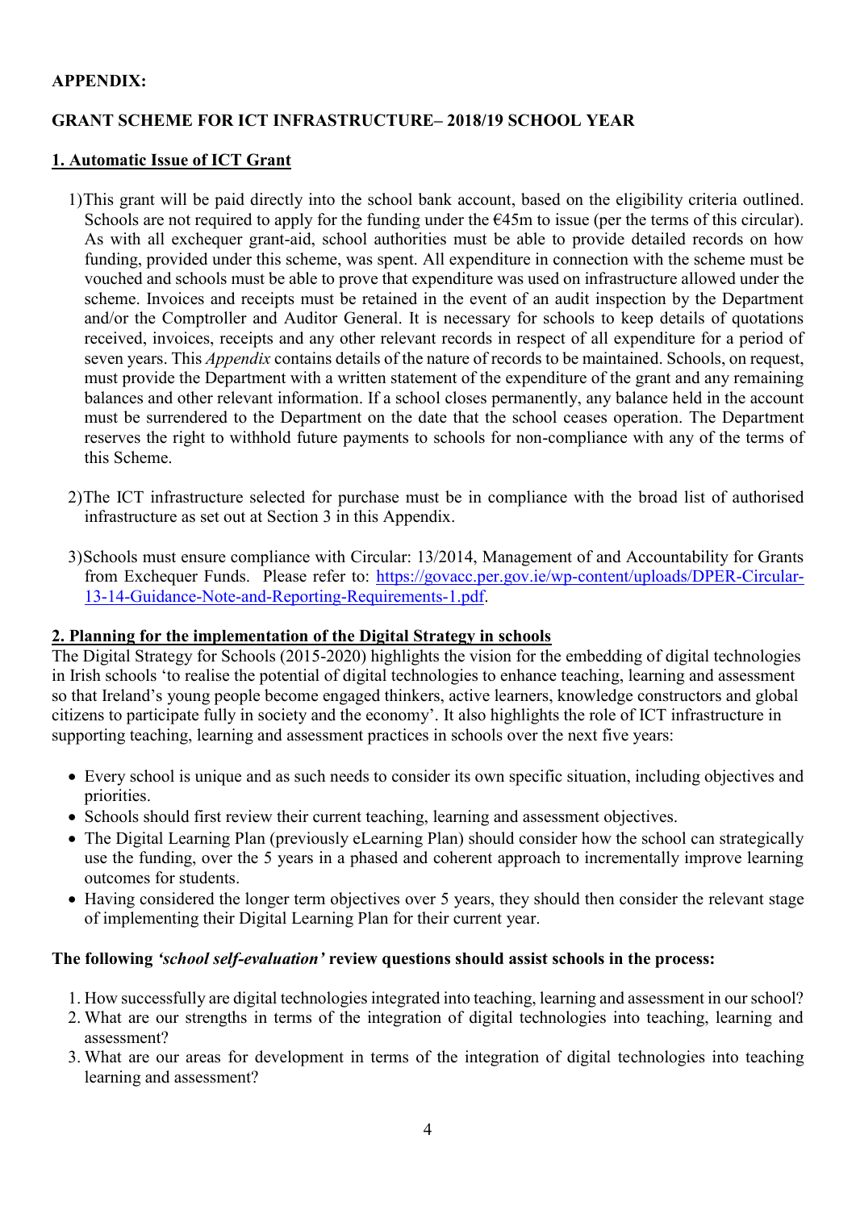**APPENDIX:**

**GRANT SCHEME FOR ICT INFRASTRUCTURE– 2018/19 SCHOOL YEAR**

## 1. Automatic Issue of ICT Grant

1) This grant will be paid directly into the school bank account, based on the eligibility criteria outlined. Schools are not required to apply for the funding under the €45m to issue (per the terms of this circular). As with all exchequer grant-aid, school authorities must be able to provide detailed records on how funding, provided under this scheme, was spent. All expenditure in connection with the scheme must be vouched and schools must be able to prove that expenditure was used on infrastructure allowed under the scheme. Invoices and receipts must be retained in the event of an audit inspection by the Department and/or the Comptroller and Auditor General. It is necessary for schools to keep details of quotations received, invoices, receipts and any other relevant records in respect of all expenditure for a period of seven years. This *Appendix* contains details of the nature of records to be maintained. Schools, on request, must provide the Department with a written statement of the expenditure of the grant and any remaining balances and other relevant information. If a school closes permanently, any balance held in the account must be surrendered to the Department on the date that the school ceases operation. The Department reserves the right to withhold future payments to schools for non-compliance with any of the terms of this Scheme.

2) The ICT infrastructure selected for purchase must be in compliance with the broad list of authorised infrastructure as set out at Section 3 in this Appendix.

3) Schools must ensure compliance with Circular: 13/2014, Management of and Accountability for Grants from Exchequer Funds. Please refer to: [https://govacc.per.gov.ie/wp-content/uploads/DPER-Circular-13-14-Guidance-Note-and-Reporting-Requirements-1.pdf](https://govacc.per.gov.ie/wp-content/uploads/DPER-Circular-13-14-Guidance-Note-and-Reporting-Requirements-1.pdf).

## 2. Planning for the implementation of the Digital Strategy in schools

The Digital Strategy for Schools (2015-2020) highlights the vision for the embedding of digital technologies in Irish schools 'to realise the potential of digital technologies to enhance teaching, learning and assessment so that Ireland's young people become engaged thinkers, active learners, knowledge constructors and global citizens to participate fully in society and the economy'. It also highlights the role of ICT infrastructure in supporting teaching, learning and assessment practices in schools over the next five years:

- Every school is unique and as such needs to consider its own specific situation, including objectives and priorities.
- Schools should first review their current teaching, learning and assessment objectives.
- The Digital Learning Plan (previously eLearning Plan) should consider how the school can strategically use the funding, over the 5 years in a phased and coherent approach to incrementally improve learning outcomes for students.
- Having considered the longer term objectives over 5 years, they should then consider the relevant stage of implementing their Digital Learning Plan for their current year.

**The following *'school self-evaluation'* review questions should assist schools in the process:**

1. How successfully are digital technologies integrated into teaching, learning and assessment in our school?
2. What are our strengths in terms of the integration of digital technologies into teaching, learning and assessment?
3. What are our areas for development in terms of the integration of digital technologies into teaching learning and assessment?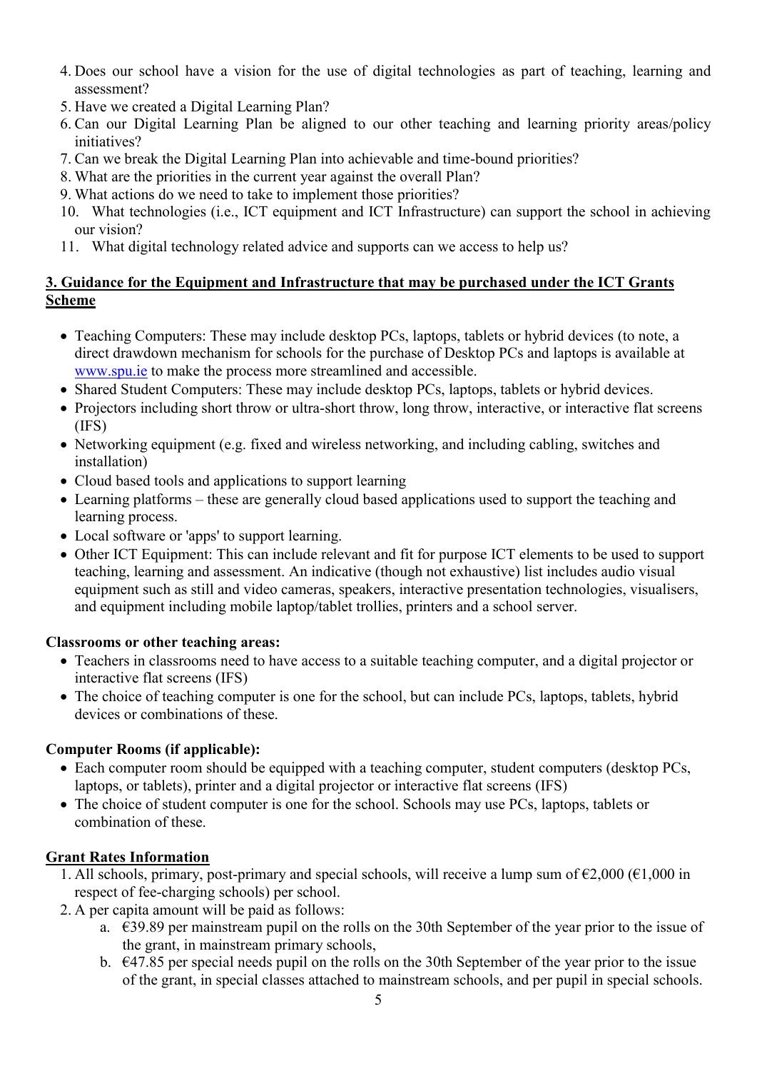4. Does our school have a vision for the use of digital technologies as part of teaching, learning and assessment?
5. Have we created a Digital Learning Plan?
6. Can our Digital Learning Plan be aligned to our other teaching and learning priority areas/policy initiatives?
7. Can we break the Digital Learning Plan into achievable and time-bound priorities?
8. What are the priorities in the current year against the overall Plan?
9. What actions do we need to take to implement those priorities?
10. What technologies (i.e., ICT equipment and ICT Infrastructure) can support the school in achieving our vision?
11. What digital technology related advice and supports can we access to help us?

## 3. Guidance for the Equipment and Infrastructure that may be purchased under the ICT Grants Scheme

- Teaching Computers: These may include desktop PCs, laptops, tablets or hybrid devices (to note, a direct drawdown mechanism for schools for the purchase of Desktop PCs and laptops is available at www.spu.ie to make the process more streamlined and accessible.
- Shared Student Computers: These may include desktop PCs, laptops, tablets or hybrid devices.
- Projectors including short throw or ultra-short throw, long throw, interactive, or interactive flat screens (IFS)
- Networking equipment (e.g. fixed and wireless networking, and including cabling, switches and installation)
- Cloud based tools and applications to support learning
- Learning platforms – these are generally cloud based applications used to support the teaching and learning process.
- Local software or 'apps' to support learning.
- Other ICT Equipment: This can include relevant and fit for purpose ICT elements to be used to support teaching, learning and assessment. An indicative (though not exhaustive) list includes audio visual equipment such as still and video cameras, speakers, interactive presentation technologies, visualisers, and equipment including mobile laptop/tablet trollies, printers and a school server.

**Classrooms or other teaching areas:**

- Teachers in classrooms need to have access to a suitable teaching computer, and a digital projector or interactive flat screens (IFS)
- The choice of teaching computer is one for the school, but can include PCs, laptops, tablets, hybrid devices or combinations of these.

**Computer Rooms (if applicable):**

- Each computer room should be equipped with a teaching computer, student computers (desktop PCs, laptops, or tablets), printer and a digital projector or interactive flat screens (IFS)
- The choice of student computer is one for the school. Schools may use PCs, laptops, tablets or combination of these.

**Grant Rates Information**

1. All schools, primary, post-primary and special schools, will receive a lump sum of €2,000 (€1,000 in respect of fee-charging schools) per school.
2. A per capita amount will be paid as follows:
   a. €39.89 per mainstream pupil on the rolls on the 30th September of the year prior to the issue of the grant, in mainstream primary schools,
   b. €47.85 per special needs pupil on the rolls on the 30th September of the year prior to the issue of the grant, in special classes attached to mainstream schools, and per pupil in special schools.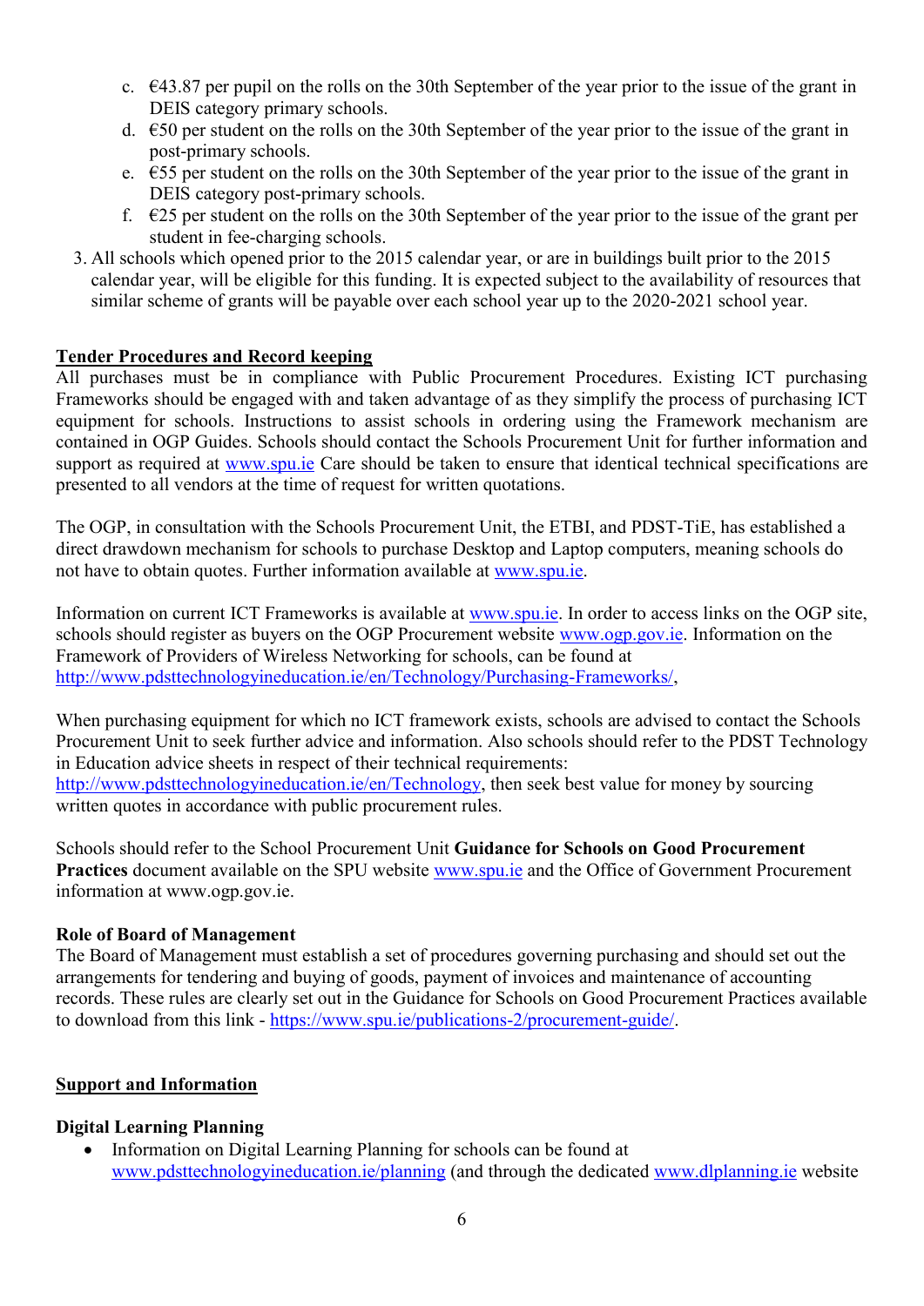c. €43.87 per pupil on the rolls on the 30th September of the year prior to the issue of the grant in DEIS category primary schools.
   d. €50 per student on the rolls on the 30th September of the year prior to the issue of the grant in post-primary schools.
   e. €55 per student on the rolls on the 30th September of the year prior to the issue of the grant in DEIS category post-primary schools.
   f. €25 per student on the rolls on the 30th September of the year prior to the issue of the grant per student in fee-charging schools.

3. All schools which opened prior to the 2015 calendar year, or are in buildings built prior to the 2015 calendar year, will be eligible for this funding. It is expected subject to the availability of resources that similar scheme of grants will be payable over each school year up to the 2020-2021 school year.

## Tender Procedures and Record keeping

All purchases must be in compliance with Public Procurement Procedures. Existing ICT purchasing Frameworks should be engaged with and taken advantage of as they simplify the process of purchasing ICT equipment for schools. Instructions to assist schools in ordering using the Framework mechanism are contained in OGP Guides. Schools should contact the Schools Procurement Unit for further information and support as required at www.spu.ie Care should be taken to ensure that identical technical specifications are presented to all vendors at the time of request for written quotations.

The OGP, in consultation with the Schools Procurement Unit, the ETBI, and PDST-TiE, has established a direct drawdown mechanism for schools to purchase Desktop and Laptop computers, meaning schools do not have to obtain quotes. Further information available at www.spu.ie.

Information on current ICT Frameworks is available at www.spu.ie. In order to access links on the OGP site, schools should register as buyers on the OGP Procurement website www.ogp.gov.ie. Information on the Framework of Providers of Wireless Networking for schools, can be found at http://www.pdsttechnologyineducation.ie/en/Technology/Purchasing-Frameworks/,

When purchasing equipment for which no ICT framework exists, schools are advised to contact the Schools Procurement Unit to seek further advice and information. Also schools should refer to the PDST Technology in Education advice sheets in respect of their technical requirements: http://www.pdsttechnologyineducation.ie/en/Technology, then seek best value for money by sourcing written quotes in accordance with public procurement rules.

Schools should refer to the School Procurement Unit **Guidance for Schools on Good Procurement Practices** document available on the SPU website www.spu.ie and the Office of Government Procurement information at www.ogp.gov.ie.

### Role of Board of Management

The Board of Management must establish a set of procedures governing purchasing and should set out the arrangements for tendering and buying of goods, payment of invoices and maintenance of accounting records. These rules are clearly set out in the Guidance for Schools on Good Procurement Practices available to download from this link - https://www.spu.ie/publications-2/procurement-guide/.

## Support and Information

### Digital Learning Planning

- Information on Digital Learning Planning for schools can be found at www.pdsttechnologyineducation.ie/planning (and through the dedicated www.dlplanning.ie website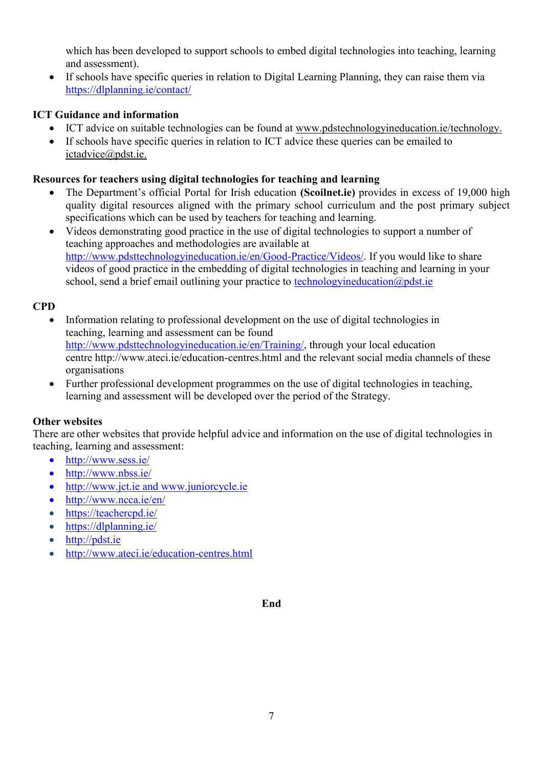which has been developed to support schools to embed digital technologies into teaching, learning and assessment).

- If schools have specific queries in relation to Digital Learning Planning, they can raise them via https://dlplanning.ie/contact/

**ICT Guidance and information**

- ICT advice on suitable technologies can be found at www.pdstechnologyineducation.ie/technology.
- If schools have specific queries in relation to ICT advice these queries can be emailed to ictadvice@pdst.ie.

**Resources for teachers using digital technologies for teaching and learning**

- The Department's official Portal for Irish education **(Scoilnet.ie)** provides in excess of 19,000 high quality digital resources aligned with the primary school curriculum and the post primary subject specifications which can be used by teachers for teaching and learning.
- Videos demonstrating good practice in the use of digital technologies to support a number of teaching approaches and methodologies are available at http://www.pdsttechnologyineducation.ie/en/Good-Practice/Videos/. If you would like to share videos of good practice in the embedding of digital technologies in teaching and learning in your school, send a brief email outlining your practice to technologyineducation@pdst.ie

**CPD**

- Information relating to professional development on the use of digital technologies in teaching, learning and assessment can be found http://www.pdsttechnologyineducation.ie/en/Training/, through your local education centre http://www.ateci.ie/education-centres.html and the relevant social media channels of these organisations
- Further professional development programmes on the use of digital technologies in teaching, learning and assessment will be developed over the period of the Strategy.

**Other websites**

There are other websites that provide helpful advice and information on the use of digital technologies in teaching, learning and assessment:

- http://www.sess.ie/
- http://www.nbss.ie/
- http://www.jct.ie and www.juniorcycle.ie
- http://www.ncca.ie/en/
- https://teachercpd.ie/
- https://dlplanning.ie/
- http://pdst.ie
- http://www.ateci.ie/education-centres.html

**End**